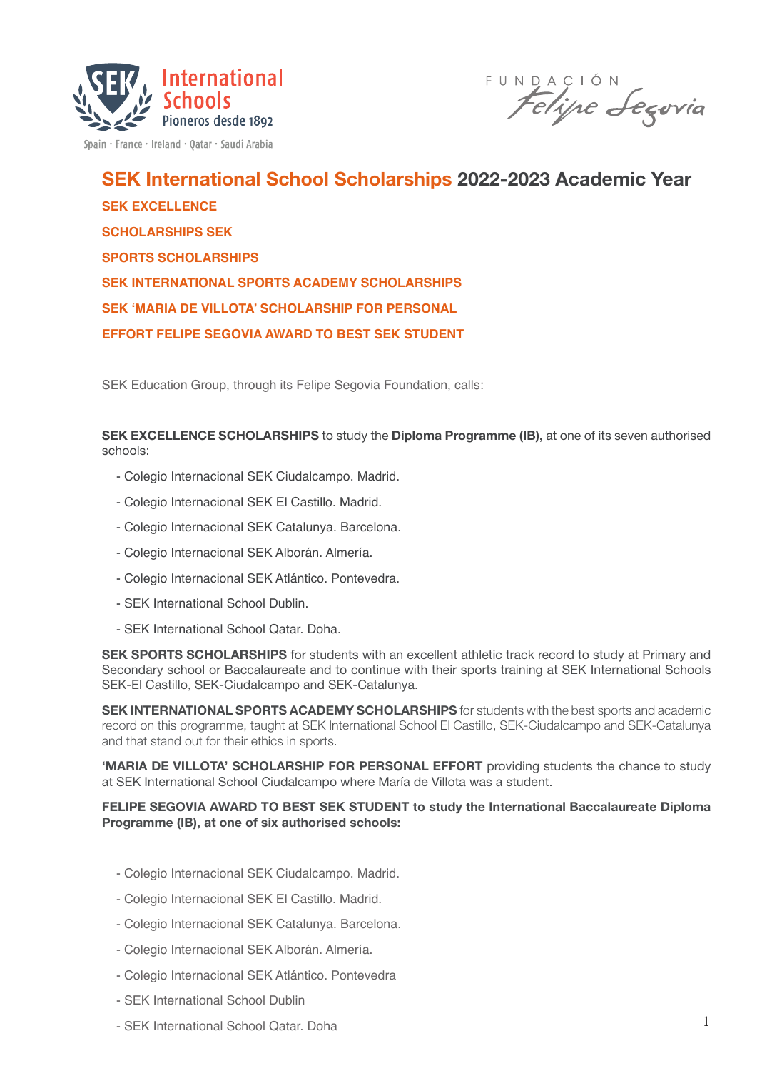# SEK International School Scholarships 2022-2023 Academic Year

**SEK EXCELLENCE**

**SCHOLARSHIPS SEK**

**SPORTS SCHOLARSHIPS**

**SEK INTERNATIONAL SPORTS ACADEMY SCHOLARSHIPS**

**SEK 'MARIA DE VILLOTA' SCHOLARSHIP FOR PERSONAL**

**EFFORT FELIPE SEGOVIA AWARD TO BEST SEK STUDENT**

SEK Education Group, through its Felipe Segovia Foundation, calls:

**SEK EXCELLENCE SCHOLARSHIPS** to study the **Diploma Programme (IB),** at one of its seven authorised schools:

- Colegio Internacional SEK Ciudalcampo. Madrid.
- Colegio Internacional SEK El Castillo. Madrid.
- Colegio Internacional SEK Catalunya. Barcelona.
- Colegio Internacional SEK Alborán. Almería.
- Colegio Internacional SEK Atlántico. Pontevedra.
- SEK International School Dublin.
- SEK International School Qatar. Doha.

**SEK SPORTS SCHOLARSHIPS** for students with an excellent athletic track record to study at Primary and Secondary school or Baccalaureate and to continue with their sports training at SEK International Schools SEK-El Castillo, SEK-Ciudalcampo and SEK-Catalunya.

**SEK INTERNATIONAL SPORTS ACADEMY SCHOLARSHIPS** for students with the best sports and academic record on this programme, taught at SEK International School El Castillo, SEK-Ciudalcampo and SEK-Catalunya and that stand out for their ethics in sports.

**'MARIA DE VILLOTA' SCHOLARSHIP FOR PERSONAL EFFORT** providing students the chance to study at SEK International School Ciudalcampo where María de Villota was a student.

**FELIPE SEGOVIA AWARD TO BEST SEK STUDENT to study the International Baccalaureate Diploma Programme (IB), at one of six authorised schools:**

- Colegio Internacional SEK Ciudalcampo. Madrid.
- Colegio Internacional SEK El Castillo. Madrid.
- Colegio Internacional SEK Catalunya. Barcelona.
- Colegio Internacional SEK Alborán. Almería.
- Colegio Internacional SEK Atlántico. Pontevedra
- SEK International School Dublin
- SEK International School Qatar. Doha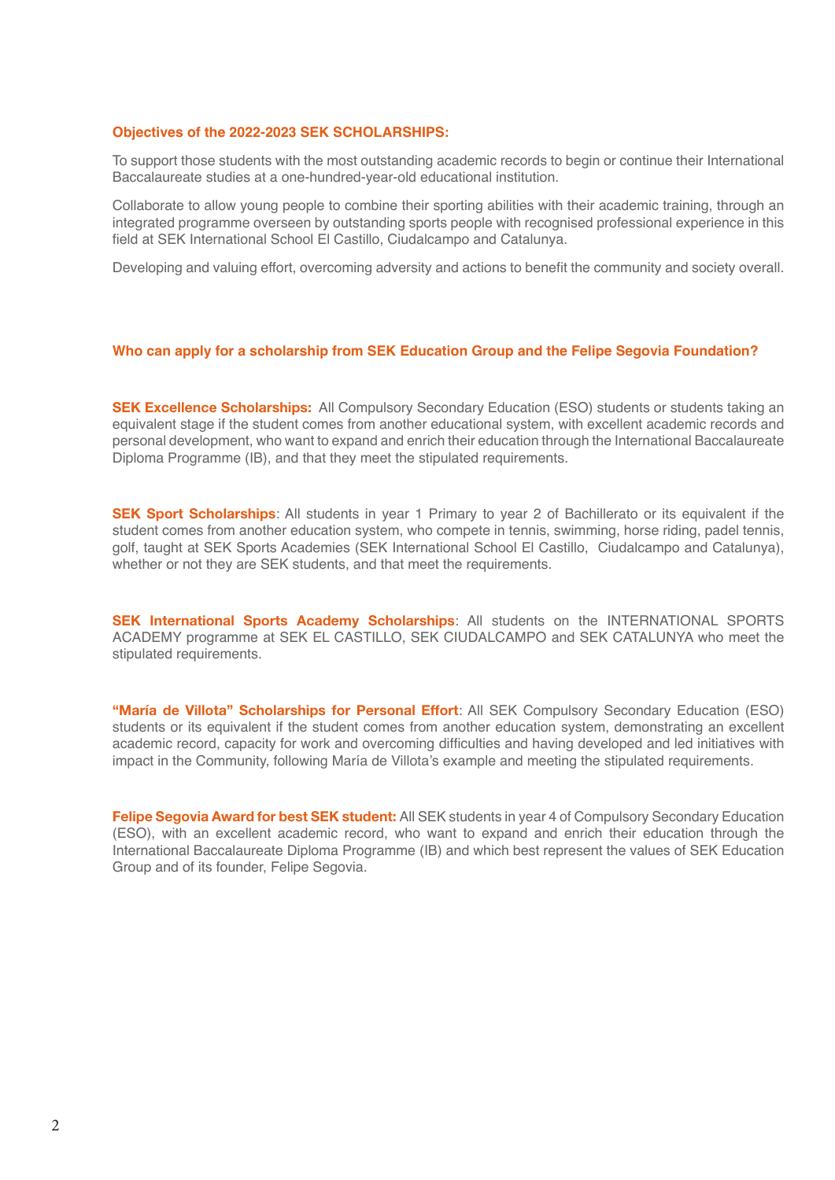## Objectives of the 2022-2023 SEK SCHOLARSHIPS:

To support those students with the most outstanding academic records to begin or continue their International Baccalaureate studies at a one-hundred-year-old educational institution.

Collaborate to allow young people to combine their sporting abilities with their academic training, through an integrated programme overseen by outstanding sports people with recognised professional experience in this field at SEK International School El Castillo, Ciudalcampo and Catalunya.

Developing and valuing effort, overcoming adversity and actions to benefit the community and society overall.

## Who can apply for a scholarship from SEK Education Group and the Felipe Segovia Foundation?

**SEK Excellence Scholarships:** All Compulsory Secondary Education (ESO) students or students taking an equivalent stage if the student comes from another educational system, with excellent academic records and personal development, who want to expand and enrich their education through the International Baccalaureate Diploma Programme (IB), and that they meet the stipulated requirements.

**SEK Sport Scholarships**: All students in year 1 Primary to year 2 of Bachillerato or its equivalent if the student comes from another education system, who compete in tennis, swimming, horse riding, padel tennis, golf, taught at SEK Sports Academies (SEK International School El Castillo, Ciudalcampo and Catalunya), whether or not they are SEK students, and that meet the requirements.

**SEK International Sports Academy Scholarships**: All students on the INTERNATIONAL SPORTS ACADEMY programme at SEK EL CASTILLO, SEK CIUDALCAMPO and SEK CATALUNYA who meet the stipulated requirements.

**"María de Villota" Scholarships for Personal Effort**: All SEK Compulsory Secondary Education (ESO) students or its equivalent if the student comes from another education system, demonstrating an excellent academic record, capacity for work and overcoming difficulties and having developed and led initiatives with impact in the Community, following María de Villota's example and meeting the stipulated requirements.

**Felipe Segovia Award for best SEK student:** All SEK students in year 4 of Compulsory Secondary Education (ESO), with an excellent academic record, who want to expand and enrich their education through the International Baccalaureate Diploma Programme (IB) and which best represent the values of SEK Education Group and of its founder, Felipe Segovia.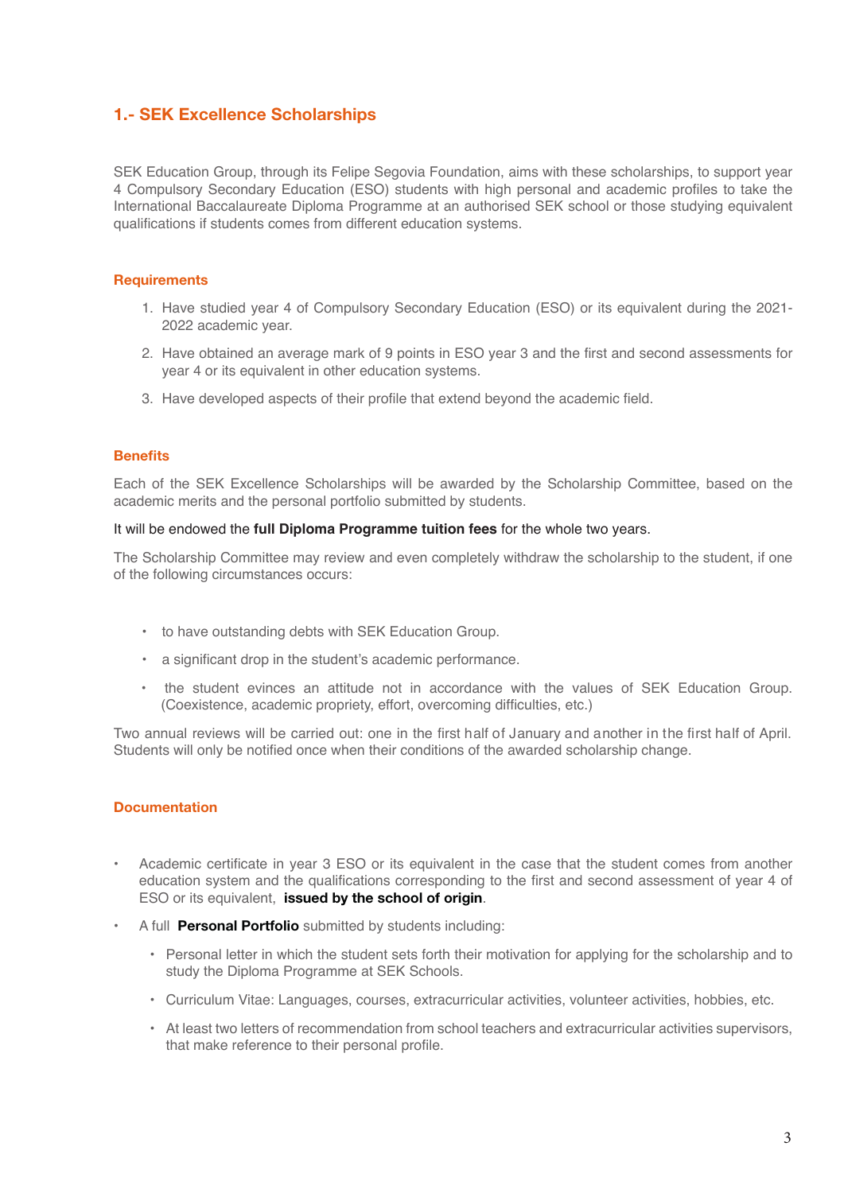## 1.- SEK Excellence Scholarships

SEK Education Group, through its Felipe Segovia Foundation, aims with these scholarships, to support year 4 Compulsory Secondary Education (ESO) students with high personal and academic profiles to take the International Baccalaureate Diploma Programme at an authorised SEK school or those studying equivalent qualifications if students comes from different education systems.

### Requirements

1. Have studied year 4 of Compulsory Secondary Education (ESO) or its equivalent during the 2021-2022 academic year.
2. Have obtained an average mark of 9 points in ESO year 3 and the first and second assessments for year 4 or its equivalent in other education systems.
3. Have developed aspects of their profile that extend beyond the academic field.

### Benefits

Each of the SEK Excellence Scholarships will be awarded by the Scholarship Committee, based on the academic merits and the personal portfolio submitted by students.

It will be endowed the **full Diploma Programme tuition fees** for the whole two years.

The Scholarship Committee may review and even completely withdraw the scholarship to the student, if one of the following circumstances occurs:

- to have outstanding debts with SEK Education Group.
- a significant drop in the student's academic performance.
- the student evinces an attitude not in accordance with the values of SEK Education Group. (Coexistence, academic propriety, effort, overcoming difficulties, etc.)

Two annual reviews will be carried out: one in the first half of January and another in the first half of April. Students will only be notified once when their conditions of the awarded scholarship change.

### Documentation

- Academic certificate in year 3 ESO or its equivalent in the case that the student comes from another education system and the qualifications corresponding to the first and second assessment of year 4 of ESO or its equivalent, **issued by the school of origin**.
- A full **Personal Portfolio** submitted by students including:
  - Personal letter in which the student sets forth their motivation for applying for the scholarship and to study the Diploma Programme at SEK Schools.
  - Curriculum Vitae: Languages, courses, extracurricular activities, volunteer activities, hobbies, etc.
  - At least two letters of recommendation from school teachers and extracurricular activities supervisors, that make reference to their personal profile.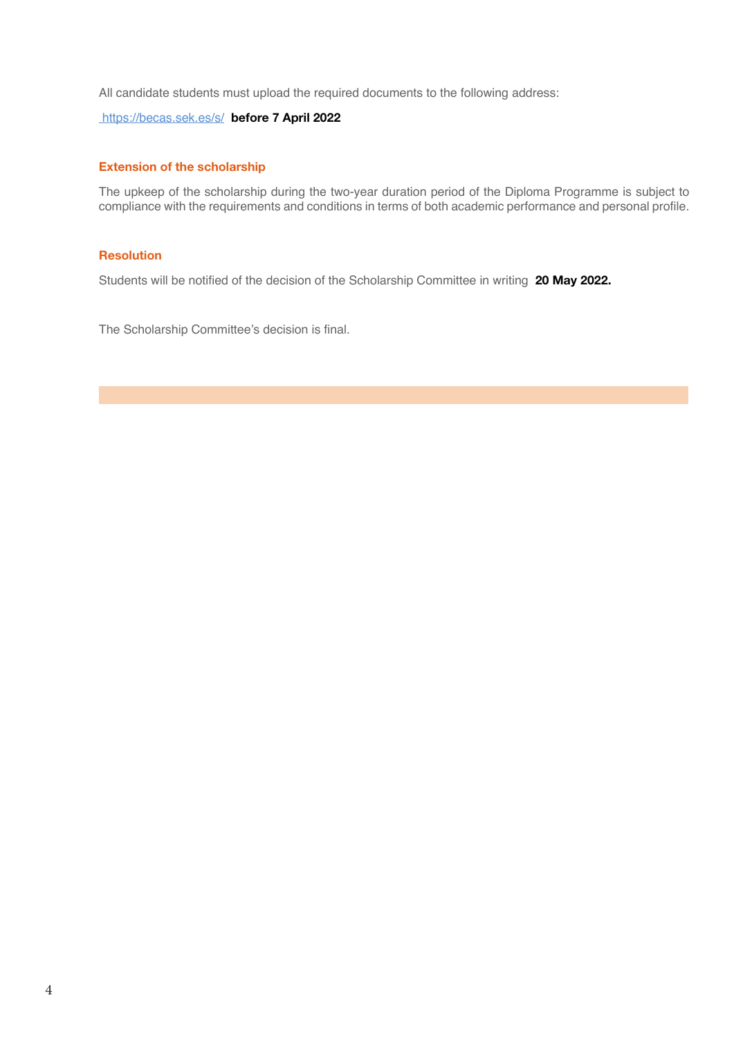All candidate students must upload the required documents to the following address:

https://becas.sek.es/s/ **before 7 April 2022**

### Extension of the scholarship

The upkeep of the scholarship during the two-year duration period of the Diploma Programme is subject to compliance with the requirements and conditions in terms of both academic performance and personal profile.

### Resolution

Students will be notified of the decision of the Scholarship Committee in writing **20 May 2022.**

The Scholarship Committee's decision is final.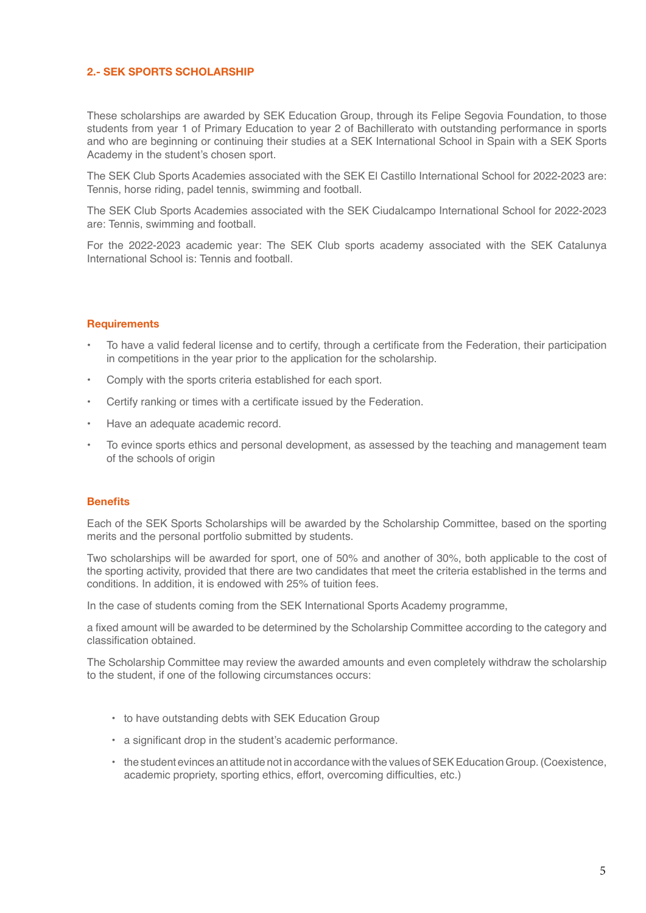## 2.- SEK SPORTS SCHOLARSHIP

These scholarships are awarded by SEK Education Group, through its Felipe Segovia Foundation, to those students from year 1 of Primary Education to year 2 of Bachillerato with outstanding performance in sports and who are beginning or continuing their studies at a SEK International School in Spain with a SEK Sports Academy in the student's chosen sport.

The SEK Club Sports Academies associated with the SEK El Castillo International School for 2022-2023 are: Tennis, horse riding, padel tennis, swimming and football.

The SEK Club Sports Academies associated with the SEK Ciudalcampo International School for 2022-2023 are: Tennis, swimming and football.

For the 2022-2023 academic year: The SEK Club sports academy associated with the SEK Catalunya International School is: Tennis and football.

### Requirements

- To have a valid federal license and to certify, through a certificate from the Federation, their participation in competitions in the year prior to the application for the scholarship.
- Comply with the sports criteria established for each sport.
- Certify ranking or times with a certificate issued by the Federation.
- Have an adequate academic record.
- To evince sports ethics and personal development, as assessed by the teaching and management team of the schools of origin

### Benefits

Each of the SEK Sports Scholarships will be awarded by the Scholarship Committee, based on the sporting merits and the personal portfolio submitted by students.

Two scholarships will be awarded for sport, one of 50% and another of 30%, both applicable to the cost of the sporting activity, provided that there are two candidates that meet the criteria established in the terms and conditions. In addition, it is endowed with 25% of tuition fees.

In the case of students coming from the SEK International Sports Academy programme,

a fixed amount will be awarded to be determined by the Scholarship Committee according to the category and classification obtained.

The Scholarship Committee may review the awarded amounts and even completely withdraw the scholarship to the student, if one of the following circumstances occurs:

- to have outstanding debts with SEK Education Group
- a significant drop in the student's academic performance.
- the student evinces an attitude not in accordance with the values of SEK Education Group. (Coexistence, academic propriety, sporting ethics, effort, overcoming difficulties, etc.)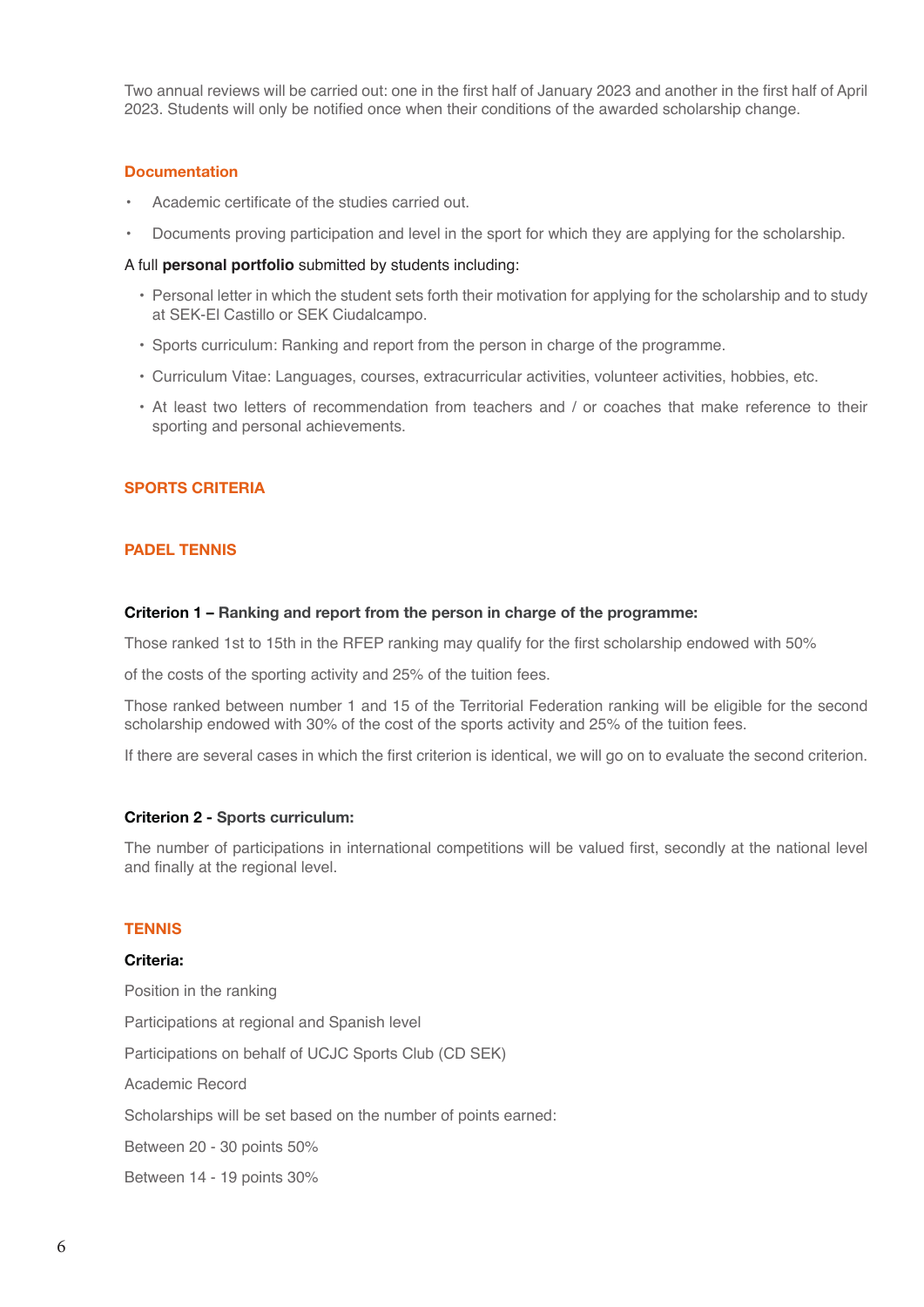Two annual reviews will be carried out: one in the first half of January 2023 and another in the first half of April 2023. Students will only be notified once when their conditions of the awarded scholarship change.

### Documentation

- Academic certificate of the studies carried out.
- Documents proving participation and level in the sport for which they are applying for the scholarship.

A full **personal portfolio** submitted by students including:

- Personal letter in which the student sets forth their motivation for applying for the scholarship and to study at SEK-El Castillo or SEK Ciudalcampo.
- Sports curriculum: Ranking and report from the person in charge of the programme.
- Curriculum Vitae: Languages, courses, extracurricular activities, volunteer activities, hobbies, etc.
- At least two letters of recommendation from teachers and / or coaches that make reference to their sporting and personal achievements.

## SPORTS CRITERIA

### PADEL TENNIS

**Criterion 1 – Ranking and report from the person in charge of the programme:**

Those ranked 1st to 15th in the RFEP ranking may qualify for the first scholarship endowed with 50% of the costs of the sporting activity and 25% of the tuition fees.

Those ranked between number 1 and 15 of the Territorial Federation ranking will be eligible for the second scholarship endowed with 30% of the cost of the sports activity and 25% of the tuition fees.

If there are several cases in which the first criterion is identical, we will go on to evaluate the second criterion.

**Criterion 2 - Sports curriculum:**

The number of participations in international competitions will be valued first, secondly at the national level and finally at the regional level.

### TENNIS

**Criteria:**

Position in the ranking

Participations at regional and Spanish level

Participations on behalf of UCJC Sports Club (CD SEK)

Academic Record

Scholarships will be set based on the number of points earned:

Between 20 - 30 points 50%

Between 14 - 19 points 30%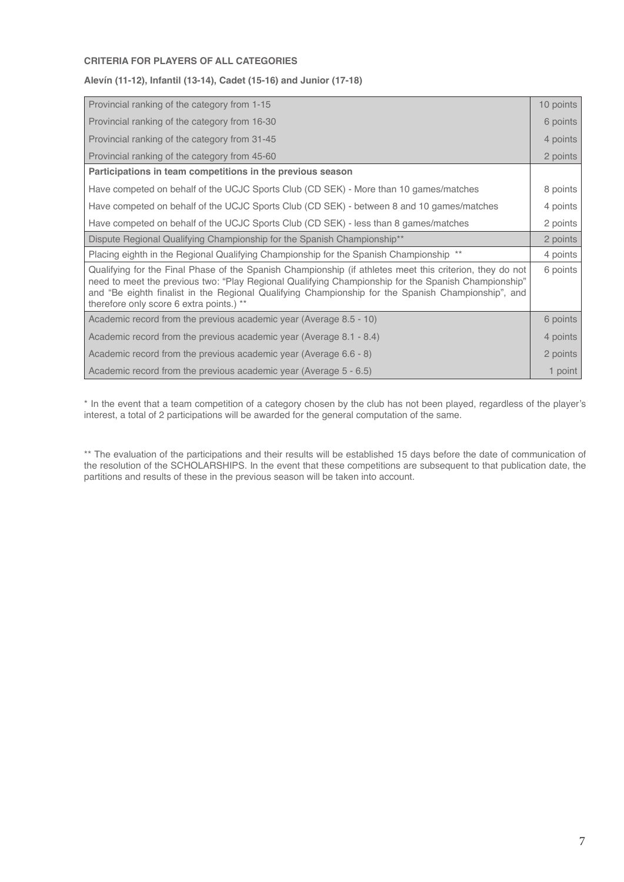**CRITERIA FOR PLAYERS OF ALL CATEGORIES**

**Alevín (11-12), Infantil (13-14), Cadet (15-16) and Junior (17-18)**

| Criterion | Points |
|---|---|
| Provincial ranking of the category from 1-15 | 10 points |
| Provincial ranking of the category from 16-30 | 6 points |
| Provincial ranking of the category from 31-45 | 4 points |
| Provincial ranking of the category from 45-60 | 2 points |
| **Participations in team competitions in the previous season** | |
| Have competed on behalf of the UCJC Sports Club (CD SEK) - More than 10 games/matches | 8 points |
| Have competed on behalf of the UCJC Sports Club (CD SEK) - between 8 and 10 games/matches | 4 points |
| Have competed on behalf of the UCJC Sports Club (CD SEK) - less than 8 games/matches | 2 points |
| Dispute Regional Qualifying Championship for the Spanish Championship** | 2 points |
| Placing eighth in the Regional Qualifying Championship for the Spanish Championship ** | 4 points |
| Qualifying for the Final Phase of the Spanish Championship (if athletes meet this criterion, they do not need to meet the previous two: "Play Regional Qualifying Championship for the Spanish Championship" and "Be eighth finalist in the Regional Qualifying Championship for the Spanish Championship", and therefore only score 6 extra points.) ** | 6 points |
| Academic record from the previous academic year (Average 8.5 - 10) | 6 points |
| Academic record from the previous academic year (Average 8.1 - 8.4) | 4 points |
| Academic record from the previous academic year (Average 6.6 - 8) | 2 points |
| Academic record from the previous academic year (Average 5 - 6.5) | 1 point |

* In the event that a team competition of a category chosen by the club has not been played, regardless of the player's interest, a total of 2 participations will be awarded for the general computation of the same.

** The evaluation of the participations and their results will be established 15 days before the date of communication of the resolution of the SCHOLARSHIPS. In the event that these competitions are subsequent to that publication date, the partitions and results of these in the previous season will be taken into account.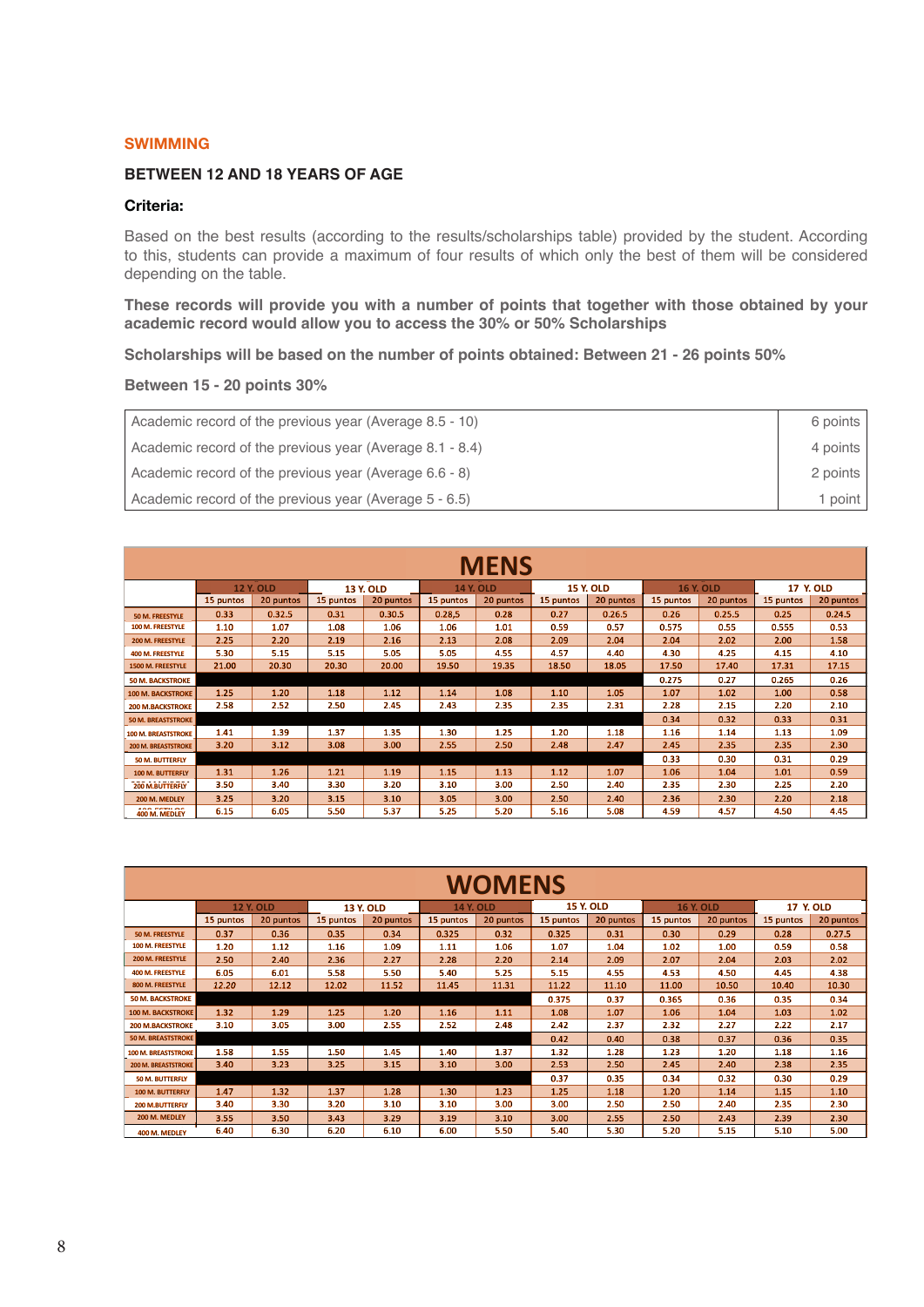## SWIMMING

### BETWEEN 12 AND 18 YEARS OF AGE

**Criteria:**

Based on the best results (according to the results/scholarships table) provided by the student. According to this, students can provide a maximum of four results of which only the best of them will be considered depending on the table.

**These records will provide you with a number of points that together with those obtained by your academic record would allow you to access the 30% or 50% Scholarships**

**Scholarships will be based on the number of points obtained: Between 21 - 26 points 50%**

**Between 15 - 20 points 30%**

| | |
|---|---|
| Academic record of the previous year (Average 8.5 - 10) | 6 points |
| Academic record of the previous year (Average 8.1 - 8.4) | 4 points |
| Academic record of the previous year (Average 6.6 - 8) | 2 points |
| Academic record of the previous year (Average 5 - 6.5) | 1 point |

**MENS**

| | 12 Y. OLD | | 13 Y. OLD | | 14 Y. OLD | | 15 Y. OLD | | 16 Y. OLD | | 17 Y. OLD | |
|---|---|---|---|---|---|---|---|---|---|---|---|---|
| | 15 puntos | 20 puntos | 15 puntos | 20 puntos | 15 puntos | 20 puntos | 15 puntos | 20 puntos | 15 puntos | 20 puntos | 15 puntos | 20 puntos |
| 50 M. FREESTYLE | 0.33 | 0.32.5 | 0.31 | 0.30.5 | 0.28,5 | 0.28 | 0.27 | 0.26.5 | 0.26 | 0.25.5 | 0.25 | 0.24.5 |
| 100 M. FREESTYLE | 1.10 | 1.07 | 1.08 | 1.06 | 1.06 | 1.01 | 0.59 | 0.57 | 0.575 | 0.55 | 0.555 | 0.53 |
| 200 M. FREESTYLE | 2.25 | 2.20 | 2.19 | 2.16 | 2.13 | 2.08 | 2.09 | 2.04 | 2.04 | 2.02 | 2.00 | 1.58 |
| 400 M. FREESTYLE | 5.30 | 5.15 | 5.15 | 5.05 | 5.05 | 4.55 | 4.57 | 4.40 | 4.30 | 4.25 | 4.15 | 4.10 |
| 1500 M. FREESTYLE | 21.00 | 20.30 | 20.30 | 20.00 | 19.50 | 19.35 | 18.50 | 18.05 | 17.50 | 17.40 | 17.31 | 17.15 |
| 50 M. BACKSTROKE | | | | | | | | | 0.275 | 0.27 | 0.265 | 0.26 |
| 100 M. BACKSTROKE | 1.25 | 1.20 | 1.18 | 1.12 | 1.14 | 1.08 | 1.10 | 1.05 | 1.07 | 1.02 | 1.00 | 0.58 |
| 200 M.BACKSTROKE | 2.58 | 2.52 | 2.50 | 2.45 | 2.43 | 2.35 | 2.35 | 2.31 | 2.28 | 2.15 | 2.20 | 2.10 |
| 50 M. BREASTSTROKE | | | | | | | | | 0.34 | 0.32 | 0.33 | 0.31 |
| 100 M. BREASTSTROKE | 1.41 | 1.39 | 1.37 | 1.35 | 1.30 | 1.25 | 1.20 | 1.18 | 1.16 | 1.14 | 1.13 | 1.09 |
| 200 M. BREASTSTROKE | 3.20 | 3.12 | 3.08 | 3.00 | 2.55 | 2.50 | 2.48 | 2.47 | 2.45 | 2.35 | 2.35 | 2.30 |
| 50 M. BUTTERFLY | | | | | | | | | 0.33 | 0.30 | 0.31 | 0.29 |
| 100 M. BUTTERFLY | 1.31 | 1.26 | 1.21 | 1.19 | 1.15 | 1.13 | 1.12 | 1.07 | 1.06 | 1.04 | 1.01 | 0.59 |
| 200 M.BUTTERFLY | 3.50 | 3.40 | 3.30 | 3.20 | 3.10 | 3.00 | 2.50 | 2.40 | 2.35 | 2.30 | 2.25 | 2.20 |
| 200 M. MEDLEY | 3.25 | 3.20 | 3.15 | 3.10 | 3.05 | 3.00 | 2.50 | 2.40 | 2.36 | 2.30 | 2.20 | 2.18 |
| 400 M. MEDLEY | 6.15 | 6.05 | 5.50 | 5.37 | 5.25 | 5.20 | 5.16 | 5.08 | 4.59 | 4.57 | 4.50 | 4.45 |

**WOMENS**

| | 12 Y. OLD | | 13 Y. OLD | | 14 Y. OLD | | 15 Y. OLD | | 16 Y. OLD | | 17 Y. OLD | |
|---|---|---|---|---|---|---|---|---|---|---|---|---|
| | 15 puntos | 20 puntos | 15 puntos | 20 puntos | 15 puntos | 20 puntos | 15 puntos | 20 puntos | 15 puntos | 20 puntos | 15 puntos | 20 puntos |
| 50 M. FREESTYLE | 0.37 | 0.36 | 0.35 | 0.34 | 0.325 | 0.32 | 0.325 | 0.31 | 0.30 | 0.29 | 0.28 | 0.27.5 |
| 100 M. FREESTYLE | 1.20 | 1.12 | 1.16 | 1.09 | 1.11 | 1.06 | 1.07 | 1.04 | 1.02 | 1.00 | 0.59 | 0.58 |
| 200 M. FREESTYLE | 2.50 | 2.40 | 2.36 | 2.27 | 2.28 | 2.20 | 2.14 | 2.09 | 2.07 | 2.04 | 2.03 | 2.02 |
| 400 M. FREESTYLE | 6.05 | 6.01 | 5.58 | 5.50 | 5.40 | 5.25 | 5.15 | 4.55 | 4.53 | 4.50 | 4.45 | 4.38 |
| 800 M. FREESTYLE | 12.20 | 12.12 | 12.02 | 11.52 | 11.45 | 11.31 | 11.22 | 11.10 | 11.00 | 10.50 | 10.40 | 10.30 |
| 50 M. BACKSTROKE | | | | | | | 0.375 | 0.37 | 0.365 | 0.36 | 0.35 | 0.34 |
| 100 M. BACKSTROKE | 1.32 | 1.29 | 1.25 | 1.20 | 1.16 | 1.11 | 1.08 | 1.07 | 1.06 | 1.04 | 1.03 | 1.02 |
| 200 M.BACKSTROKE | 3.10 | 3.05 | 3.00 | 2.55 | 2.52 | 2.48 | 2.42 | 2.37 | 2.32 | 2.27 | 2.22 | 2.17 |
| 50 M. BREASTSTROKE | | | | | | | 0.42 | 0.40 | 0.38 | 0.37 | 0.36 | 0.35 |
| 100 M. BREASTSTROKE | 1.58 | 1.55 | 1.50 | 1.45 | 1.40 | 1.37 | 1.32 | 1.28 | 1.23 | 1.20 | 1.18 | 1.16 |
| 200 M. BREASTSTROKE | 3.40 | 3.23 | 3.25 | 3.15 | 3.10 | 3.00 | 2.53 | 2.50 | 2.45 | 2.40 | 2.38 | 2.35 |
| 50 M. BUTTERFLY | | | | | | | 0.37 | 0.35 | 0.34 | 0.32 | 0.30 | 0.29 |
| 100 M. BUTTERFLY | 1.47 | 1.32 | 1.37 | 1.28 | 1.30 | 1.23 | 1.25 | 1.18 | 1.20 | 1.14 | 1.15 | 1.10 |
| 200 M.BUTTERFLY | 3.40 | 3.30 | 3.20 | 3.10 | 3.10 | 3.00 | 3.00 | 2.50 | 2.50 | 2.40 | 2.35 | 2.30 |
| 200 M. MEDLEY | 3.55 | 3.50 | 3.43 | 3.29 | 3.19 | 3.10 | 3.00 | 2.55 | 2.50 | 2.43 | 2.39 | 2.30 |
| 400 M. MEDLEY | 6.40 | 6.30 | 6.20 | 6.10 | 6.00 | 5.50 | 5.40 | 5.30 | 5.20 | 5.15 | 5.10 | 5.00 |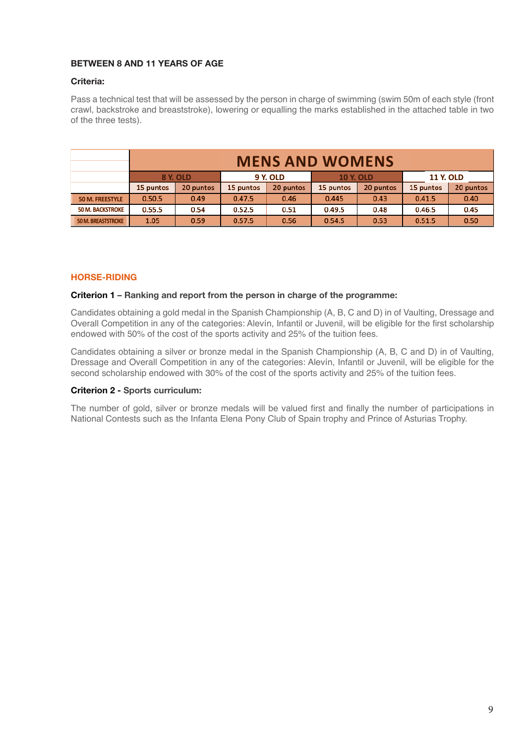**BETWEEN 8 AND 11 YEARS OF AGE**

**Criteria:**

Pass a technical test that will be assessed by the person in charge of swimming (swim 50m of each style (front crawl, backstroke and breaststroke), lowering or equalling the marks established in the attached table in two of the three tests).

| | MENS AND WOMENS | | | | | | | |
|---|---|---|---|---|---|---|---|---|
| | 8 Y. OLD | | 9 Y. OLD | | 10 Y. OLD | | 11 Y. OLD | |
| | 15 puntos | 20 puntos | 15 puntos | 20 puntos | 15 puntos | 20 puntos | 15 puntos | 20 puntos |
| 50 M. FREESTYLE | 0.50.5 | 0.49 | 0.47.5 | 0.46 | 0.445 | 0.43 | 0.41.5 | 0.40 |
| 50 M. BACKSTROKE | 0.55.5 | 0.54 | 0.52.5 | 0.51 | 0.49.5 | 0.48 | 0.46.5 | 0.45 |
| 50 M. BREASTSTROKE | 1.05 | 0.59 | 0.57.5 | 0.56 | 0.54.5 | 0.53 | 0.51.5 | 0.50 |

## HORSE-RIDING

**Criterion 1 – Ranking and report from the person in charge of the programme:**

Candidates obtaining a gold medal in the Spanish Championship (A, B, C and D) in of Vaulting, Dressage and Overall Competition in any of the categories: Alevín, Infantil or Juvenil, will be eligible for the first scholarship endowed with 50% of the cost of the sports activity and 25% of the tuition fees.

Candidates obtaining a silver or bronze medal in the Spanish Championship (A, B, C and D) in of Vaulting, Dressage and Overall Competition in any of the categories: Alevín, Infantil or Juvenil, will be eligible for the second scholarship endowed with 30% of the cost of the sports activity and 25% of the tuition fees.

**Criterion 2 - Sports curriculum:**

The number of gold, silver or bronze medals will be valued first and finally the number of participations in National Contests such as the Infanta Elena Pony Club of Spain trophy and Prince of Asturias Trophy.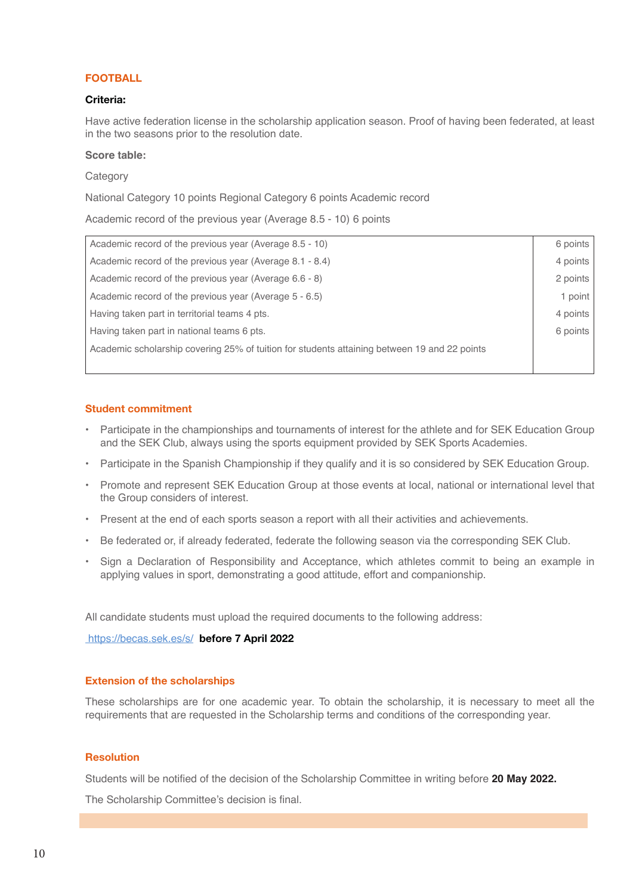## FOOTBALL

**Criteria:**

Have active federation license in the scholarship application season. Proof of having been federated, at least in the two seasons prior to the resolution date.

**Score table:**

Category

National Category 10 points Regional Category 6 points Academic record

Academic record of the previous year (Average 8.5 - 10) 6 points

| | |
|---|---|
| Academic record of the previous year (Average 8.5 - 10) | 6 points |
| Academic record of the previous year (Average 8.1 - 8.4) | 4 points |
| Academic record of the previous year (Average 6.6 - 8) | 2 points |
| Academic record of the previous year (Average 5 - 6.5) | 1 point |
| Having taken part in territorial teams 4 pts. | 4 points |
| Having taken part in national teams 6 pts. | 6 points |
| Academic scholarship covering 25% of tuition for students attaining between 19 and 22 points | |

### Student commitment

- Participate in the championships and tournaments of interest for the athlete and for SEK Education Group and the SEK Club, always using the sports equipment provided by SEK Sports Academies.
- Participate in the Spanish Championship if they qualify and it is so considered by SEK Education Group.
- Promote and represent SEK Education Group at those events at local, national or international level that the Group considers of interest.
- Present at the end of each sports season a report with all their activities and achievements.
- Be federated or, if already federated, federate the following season via the corresponding SEK Club.
- Sign a Declaration of Responsibility and Acceptance, which athletes commit to being an example in applying values in sport, demonstrating a good attitude, effort and companionship.

All candidate students must upload the required documents to the following address:

https://becas.sek.es/s/ **before 7 April 2022**

### Extension of the scholarships

These scholarships are for one academic year. To obtain the scholarship, it is necessary to meet all the requirements that are requested in the Scholarship terms and conditions of the corresponding year.

### Resolution

Students will be notified of the decision of the Scholarship Committee in writing before **20 May 2022.**

The Scholarship Committee's decision is final.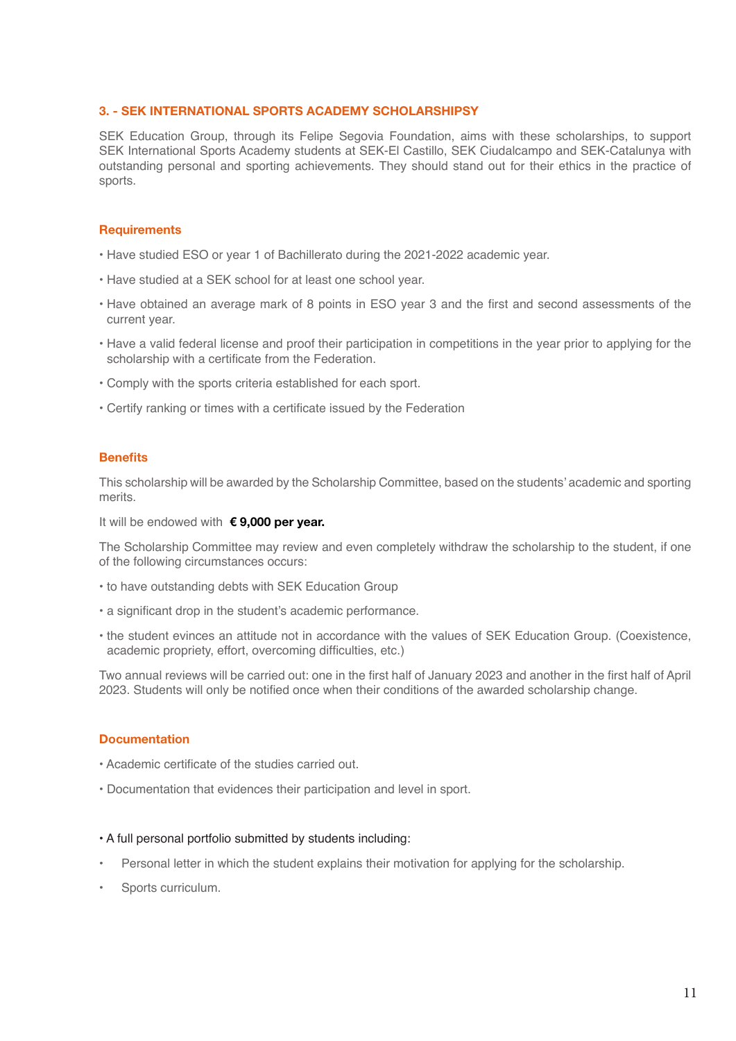## 3. - SEK INTERNATIONAL SPORTS ACADEMY SCHOLARSHIPSY

SEK Education Group, through its Felipe Segovia Foundation, aims with these scholarships, to support SEK International Sports Academy students at SEK-El Castillo, SEK Ciudalcampo and SEK-Catalunya with outstanding personal and sporting achievements. They should stand out for their ethics in the practice of sports.

### Requirements

- Have studied ESO or year 1 of Bachillerato during the 2021-2022 academic year.
- Have studied at a SEK school for at least one school year.
- Have obtained an average mark of 8 points in ESO year 3 and the first and second assessments of the current year.
- Have a valid federal license and proof their participation in competitions in the year prior to applying for the scholarship with a certificate from the Federation.
- Comply with the sports criteria established for each sport.
- Certify ranking or times with a certificate issued by the Federation

### Benefits

This scholarship will be awarded by the Scholarship Committee, based on the students' academic and sporting merits.

It will be endowed with **€ 9,000 per year.**

The Scholarship Committee may review and even completely withdraw the scholarship to the student, if one of the following circumstances occurs:

- to have outstanding debts with SEK Education Group
- a significant drop in the student's academic performance.
- the student evinces an attitude not in accordance with the values of SEK Education Group. (Coexistence, academic propriety, effort, overcoming difficulties, etc.)

Two annual reviews will be carried out: one in the first half of January 2023 and another in the first half of April 2023. Students will only be notified once when their conditions of the awarded scholarship change.

### Documentation

- Academic certificate of the studies carried out.
- Documentation that evidences their participation and level in sport.

- A full personal portfolio submitted by students including:
  - Personal letter in which the student explains their motivation for applying for the scholarship.
  - Sports curriculum.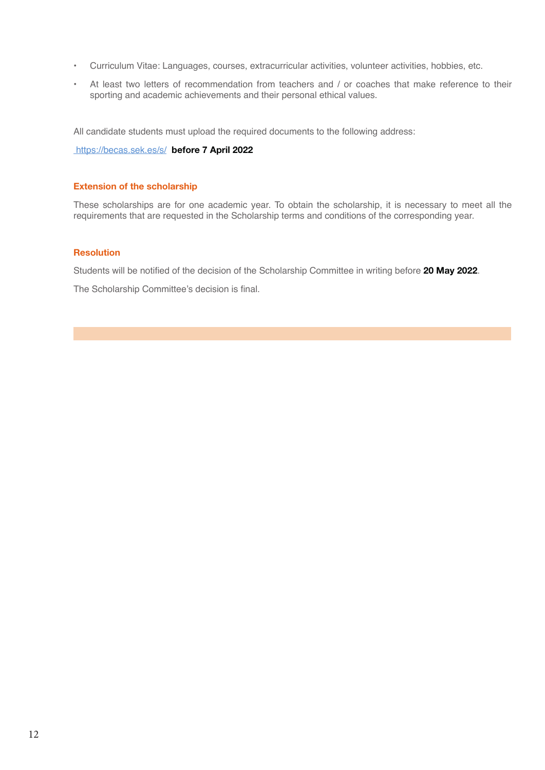- Curriculum Vitae: Languages, courses, extracurricular activities, volunteer activities, hobbies, etc.
- At least two letters of recommendation from teachers and / or coaches that make reference to their sporting and academic achievements and their personal ethical values.

All candidate students must upload the required documents to the following address:

https://becas.sek.es/s/ **before 7 April 2022**

### Extension of the scholarship

These scholarships are for one academic year. To obtain the scholarship, it is necessary to meet all the requirements that are requested in the Scholarship terms and conditions of the corresponding year.

### Resolution

Students will be notified of the decision of the Scholarship Committee in writing before **20 May 2022**.

The Scholarship Committee's decision is final.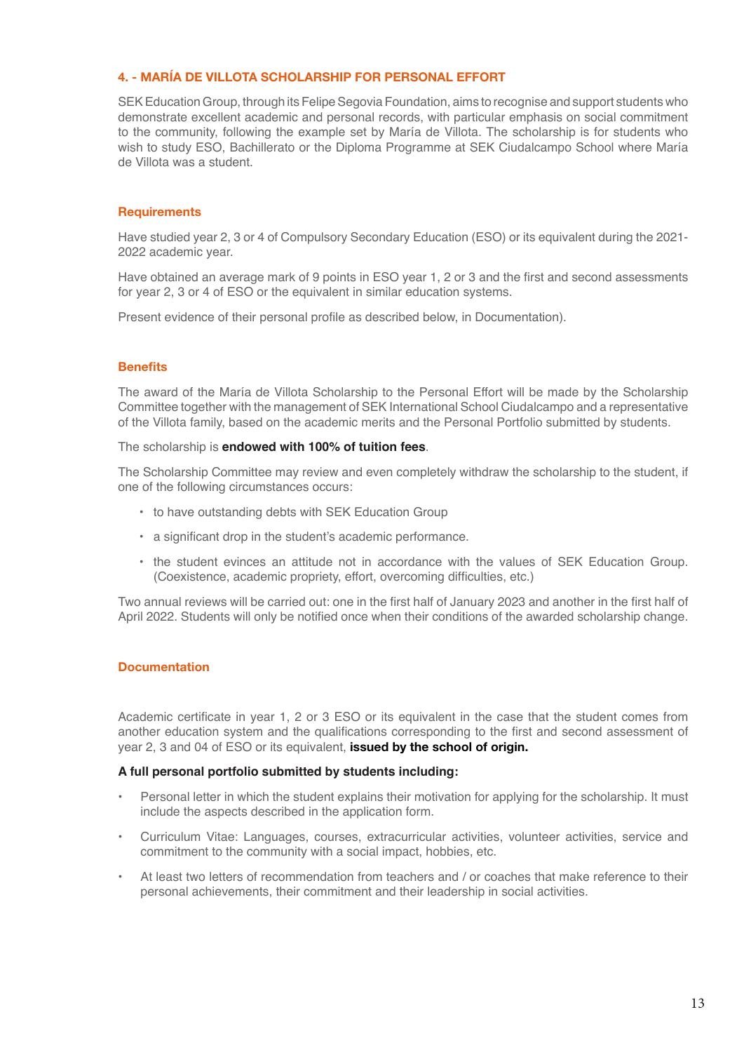## 4. - MARÍA DE VILLOTA SCHOLARSHIP FOR PERSONAL EFFORT

SEK Education Group, through its Felipe Segovia Foundation, aims to recognise and support students who demonstrate excellent academic and personal records, with particular emphasis on social commitment to the community, following the example set by María de Villota. The scholarship is for students who wish to study ESO, Bachillerato or the Diploma Programme at SEK Ciudalcampo School where María de Villota was a student.

### Requirements

Have studied year 2, 3 or 4 of Compulsory Secondary Education (ESO) or its equivalent during the 2021-2022 academic year.

Have obtained an average mark of 9 points in ESO year 1, 2 or 3 and the first and second assessments for year 2, 3 or 4 of ESO or the equivalent in similar education systems.

Present evidence of their personal profile as described below, in Documentation).

### Benefits

The award of the María de Villota Scholarship to the Personal Effort will be made by the Scholarship Committee together with the management of SEK International School Ciudalcampo and a representative of the Villota family, based on the academic merits and the Personal Portfolio submitted by students.

The scholarship is **endowed with 100% of tuition fees**.

The Scholarship Committee may review and even completely withdraw the scholarship to the student, if one of the following circumstances occurs:

- to have outstanding debts with SEK Education Group
- a significant drop in the student's academic performance.
- the student evinces an attitude not in accordance with the values of SEK Education Group. (Coexistence, academic propriety, effort, overcoming difficulties, etc.)

Two annual reviews will be carried out: one in the first half of January 2023 and another in the first half of April 2022. Students will only be notified once when their conditions of the awarded scholarship change.

### Documentation

Academic certificate in year 1, 2 or 3 ESO or its equivalent in the case that the student comes from another education system and the qualifications corresponding to the first and second assessment of year 2, 3 and 04 of ESO or its equivalent, **issued by the school of origin.**

**A full personal portfolio submitted by students including:**

- Personal letter in which the student explains their motivation for applying for the scholarship. It must include the aspects described in the application form.
- Curriculum Vitae: Languages, courses, extracurricular activities, volunteer activities, service and commitment to the community with a social impact, hobbies, etc.
- At least two letters of recommendation from teachers and / or coaches that make reference to their personal achievements, their commitment and their leadership in social activities.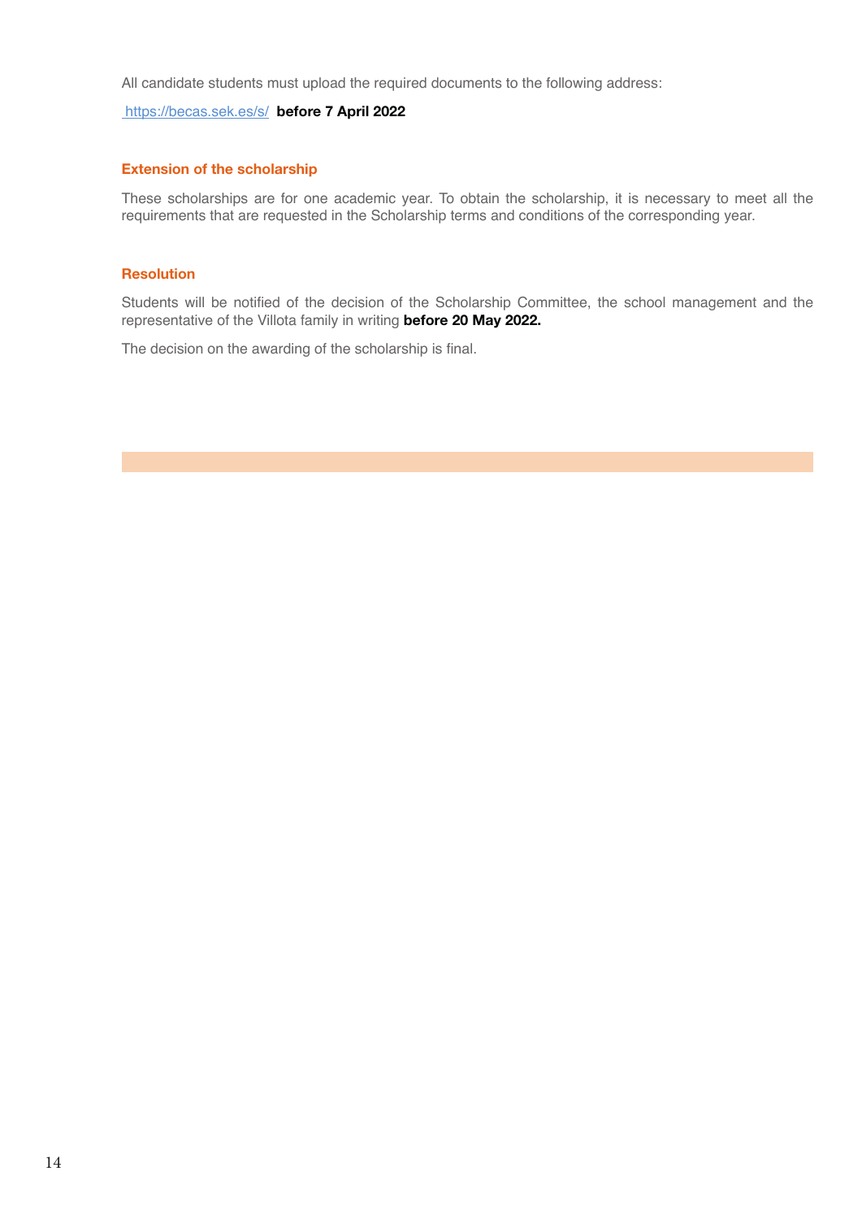All candidate students must upload the required documents to the following address:

[https://becas.sek.es/s/](https://becas.sek.es/s/) **before 7 April 2022**

### Extension of the scholarship

These scholarships are for one academic year. To obtain the scholarship, it is necessary to meet all the requirements that are requested in the Scholarship terms and conditions of the corresponding year.

### Resolution

Students will be notified of the decision of the Scholarship Committee, the school management and the representative of the Villota family in writing **before 20 May 2022.**

The decision on the awarding of the scholarship is final.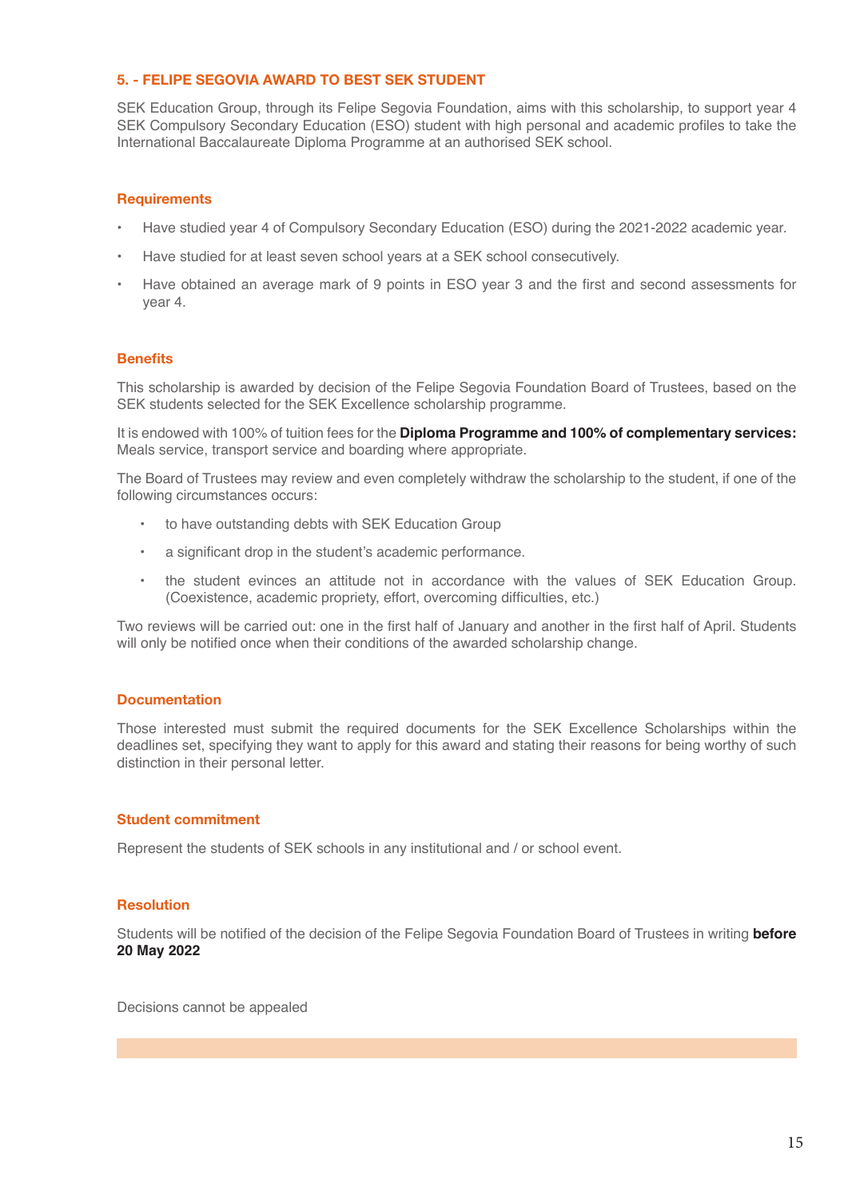## 5. - FELIPE SEGOVIA AWARD TO BEST SEK STUDENT

SEK Education Group, through its Felipe Segovia Foundation, aims with this scholarship, to support year 4 SEK Compulsory Secondary Education (ESO) student with high personal and academic profiles to take the International Baccalaureate Diploma Programme at an authorised SEK school.

### Requirements

- Have studied year 4 of Compulsory Secondary Education (ESO) during the 2021-2022 academic year.
- Have studied for at least seven school years at a SEK school consecutively.
- Have obtained an average mark of 9 points in ESO year 3 and the first and second assessments for year 4.

### Benefits

This scholarship is awarded by decision of the Felipe Segovia Foundation Board of Trustees, based on the SEK students selected for the SEK Excellence scholarship programme.

It is endowed with 100% of tuition fees for the **Diploma Programme and 100% of complementary services:** Meals service, transport service and boarding where appropriate.

The Board of Trustees may review and even completely withdraw the scholarship to the student, if one of the following circumstances occurs:

- to have outstanding debts with SEK Education Group
- a significant drop in the student's academic performance.
- the student evinces an attitude not in accordance with the values of SEK Education Group. (Coexistence, academic propriety, effort, overcoming difficulties, etc.)

Two reviews will be carried out: one in the first half of January and another in the first half of April. Students will only be notified once when their conditions of the awarded scholarship change.

### Documentation

Those interested must submit the required documents for the SEK Excellence Scholarships within the deadlines set, specifying they want to apply for this award and stating their reasons for being worthy of such distinction in their personal letter.

### Student commitment

Represent the students of SEK schools in any institutional and / or school event.

### Resolution

Students will be notified of the decision of the Felipe Segovia Foundation Board of Trustees in writing **before 20 May 2022**

Decisions cannot be appealed